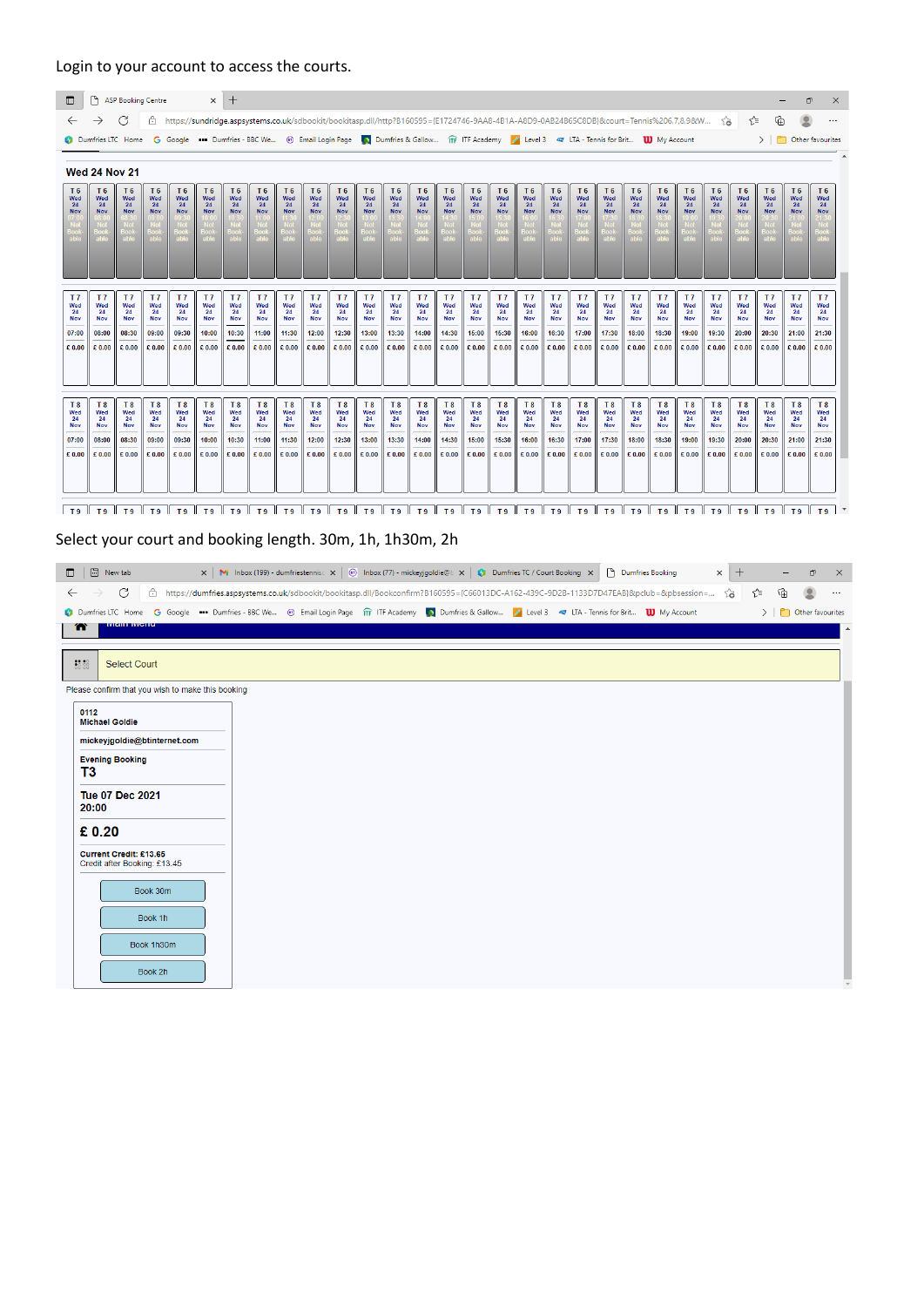Login to your account to access the courts.

Select your court and booking length. 30m, 1h, 1h30m, 2h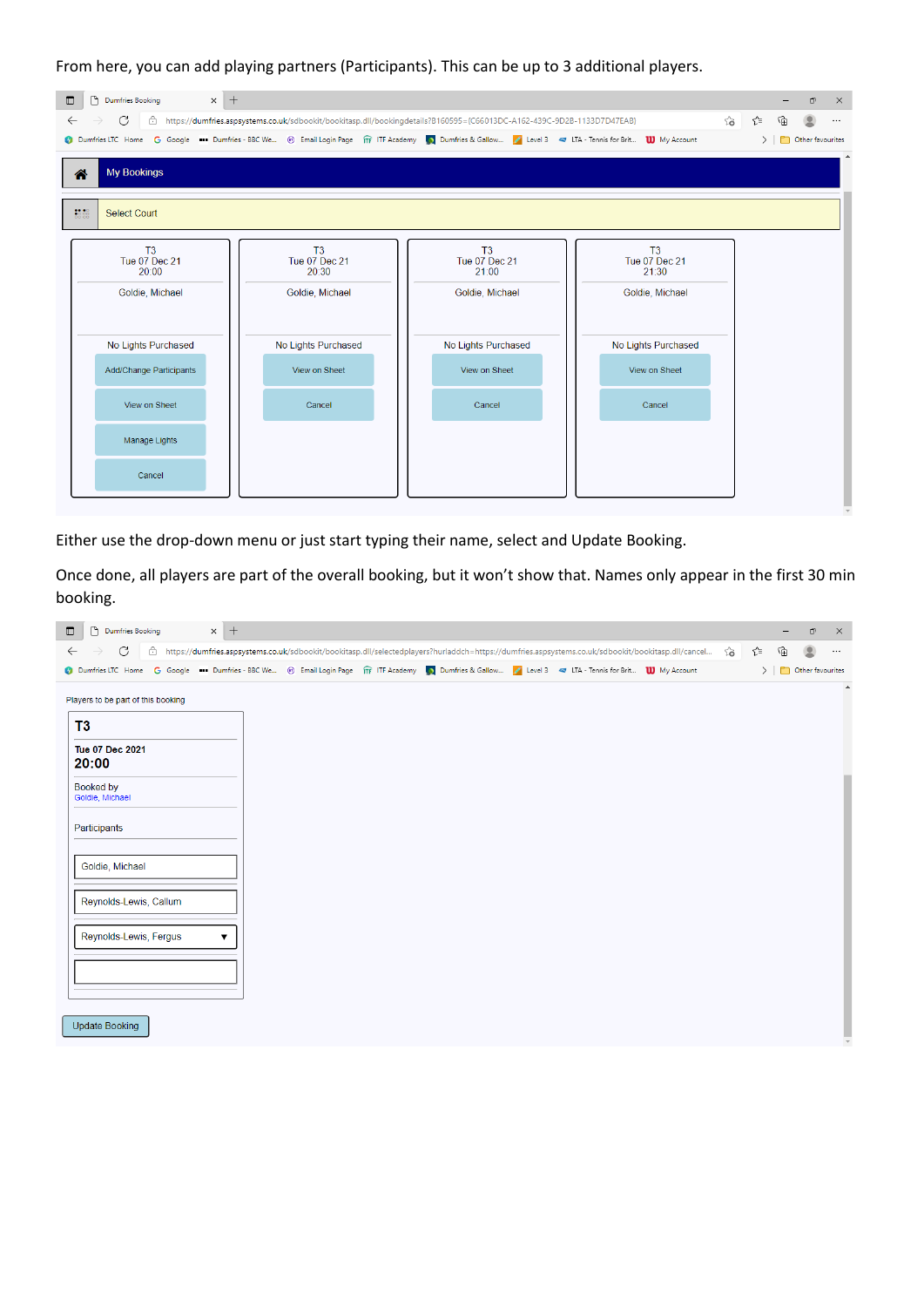From here, you can add playing partners (Participants). This can be up to 3 additional players.

Either use the drop-down menu or just start typing their name, select and Update Booking.

Once done, all players are part of the overall booking, but it won't show that. Names only appear in the first 30 min booking.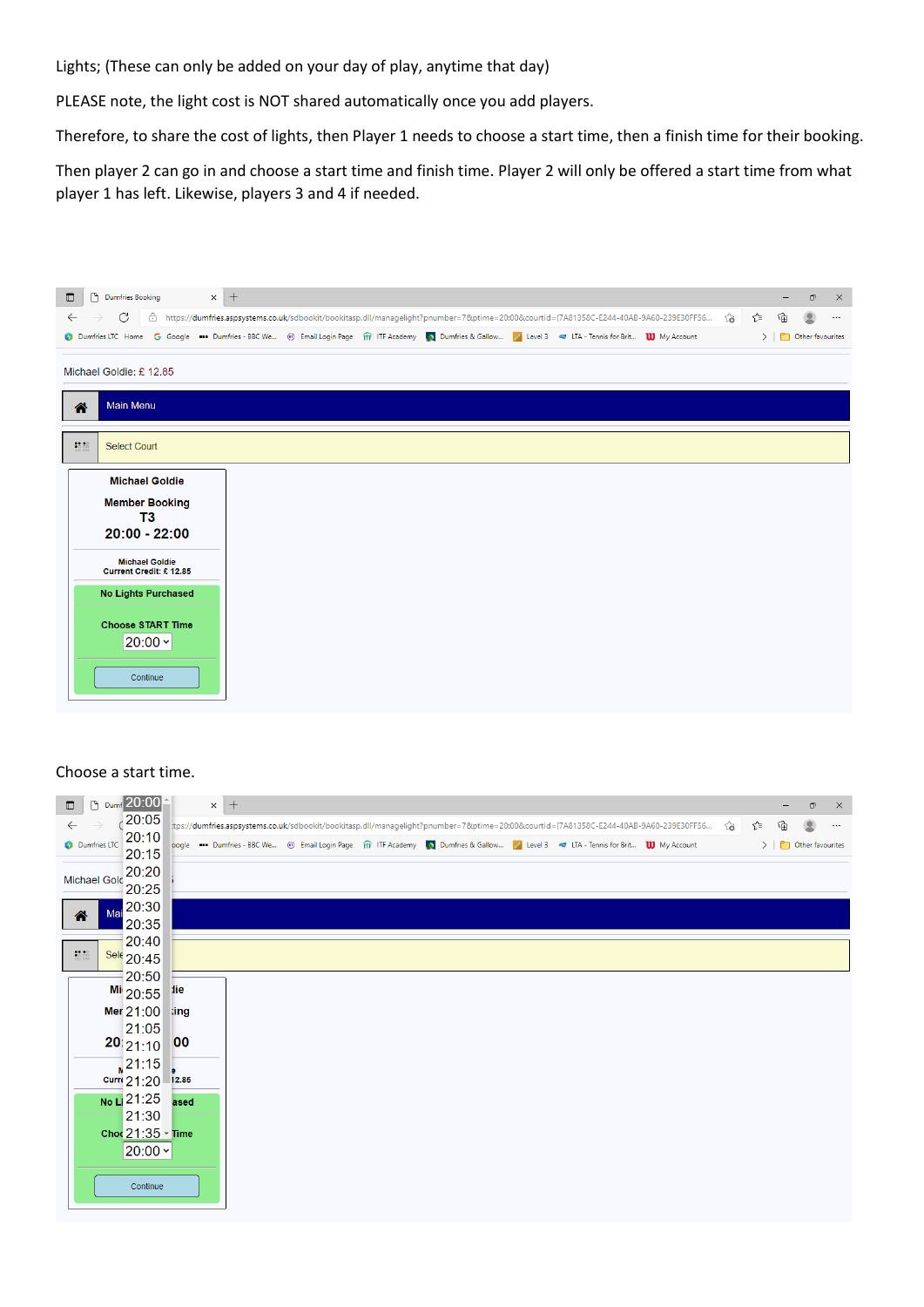Lights; (These can only be added on your day of play, anytime that day)

PLEASE note, the light cost is NOT shared automatically once you add players.

Therefore, to share the cost of lights, then Player 1 needs to choose a start time, then a finish time for their booking.

Then player 2 can go in and choose a start time and finish time. Player 2 will only be offered a start time from what player 1 has left. Likewise, players 3 and 4 if needed.

Choose a start time.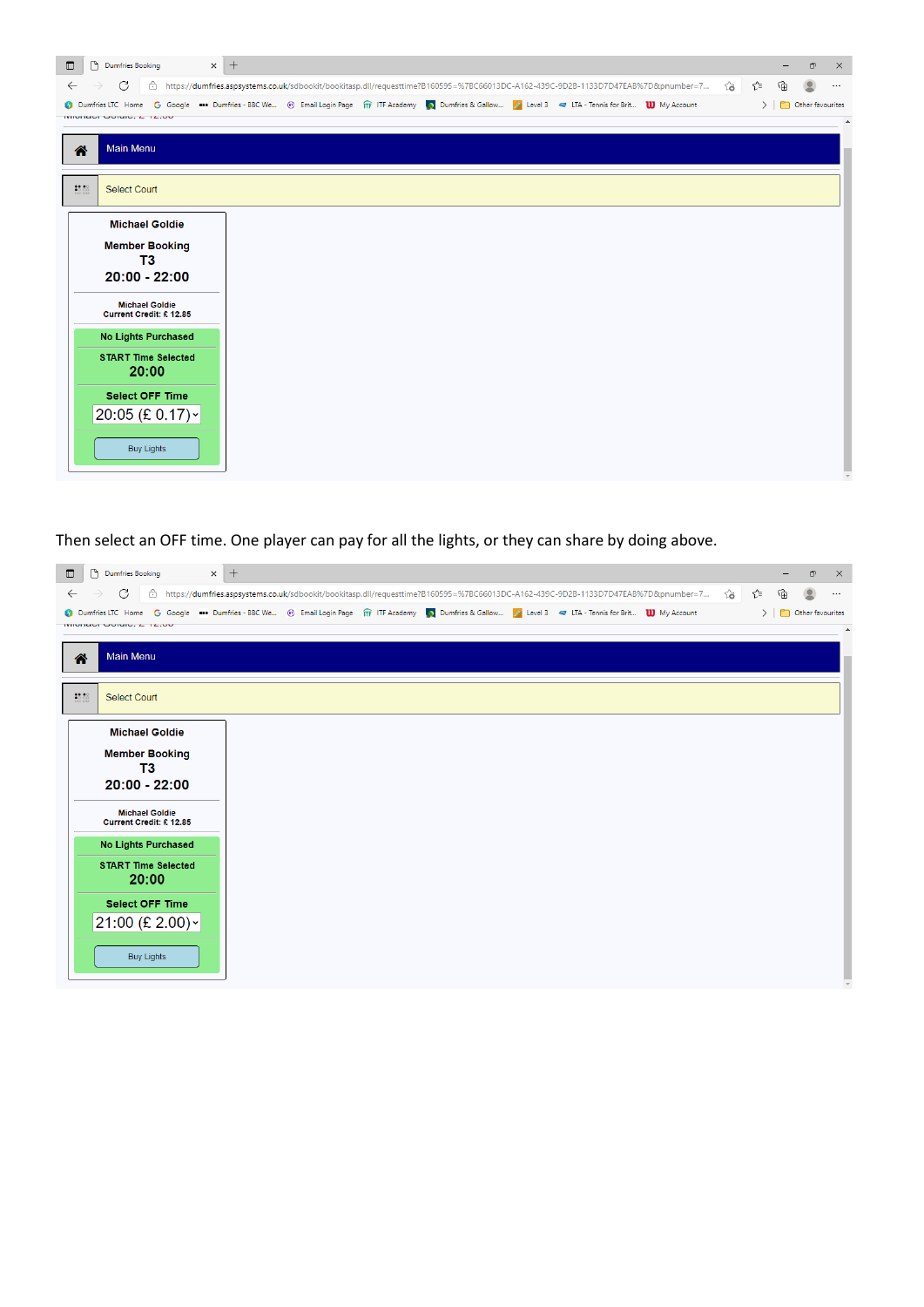Main Menu

Select Court

**Michael Goldie**

**Member Booking**
**T3**
**20:00 - 22:00**

Michael Goldie
Current Credit: £ 12.85

**No Lights Purchased**

**START Time Selected**
**20:00**

**Select OFF Time**
20:05 (£ 0.17)

Buy Lights

Then select an OFF time. One player can pay for all the lights, or they can share by doing above.

Main Menu

Select Court

**Michael Goldie**

**Member Booking**
**T3**
**20:00 - 22:00**

Michael Goldie
Current Credit: £ 12.85

**No Lights Purchased**

**START Time Selected**
**20:00**

**Select OFF Time**
21:00 (£ 2.00)

Buy Lights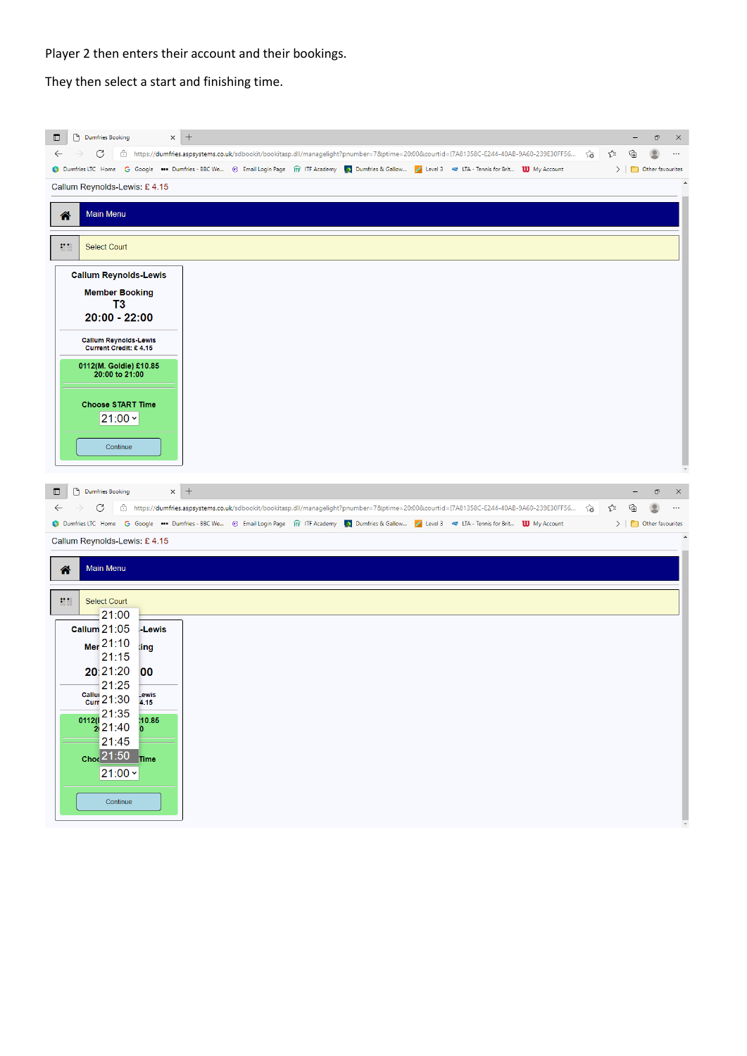Player 2 then enters their account and their bookings.

They then select a start and finishing time.

Callum Reynolds-Lewis: £ 4.15

Main Menu

Select Court

**Callum Reynolds-Lewis**

**Member Booking**

**T3**

**20:00 - 22:00**

**Callum Reynolds-Lewis**
**Current Credit: £ 4.15**

**0112(M. Goldie) £10.85**
**20:00 to 21:00**

**Choose START Time**

21:00

Continue

Callum Reynolds-Lewis: £ 4.15

Main Menu

Select Court

21:00
21:05
21:10
21:15
21:20
21:25
21:30
21:35
21:40
21:45
21:50

Continue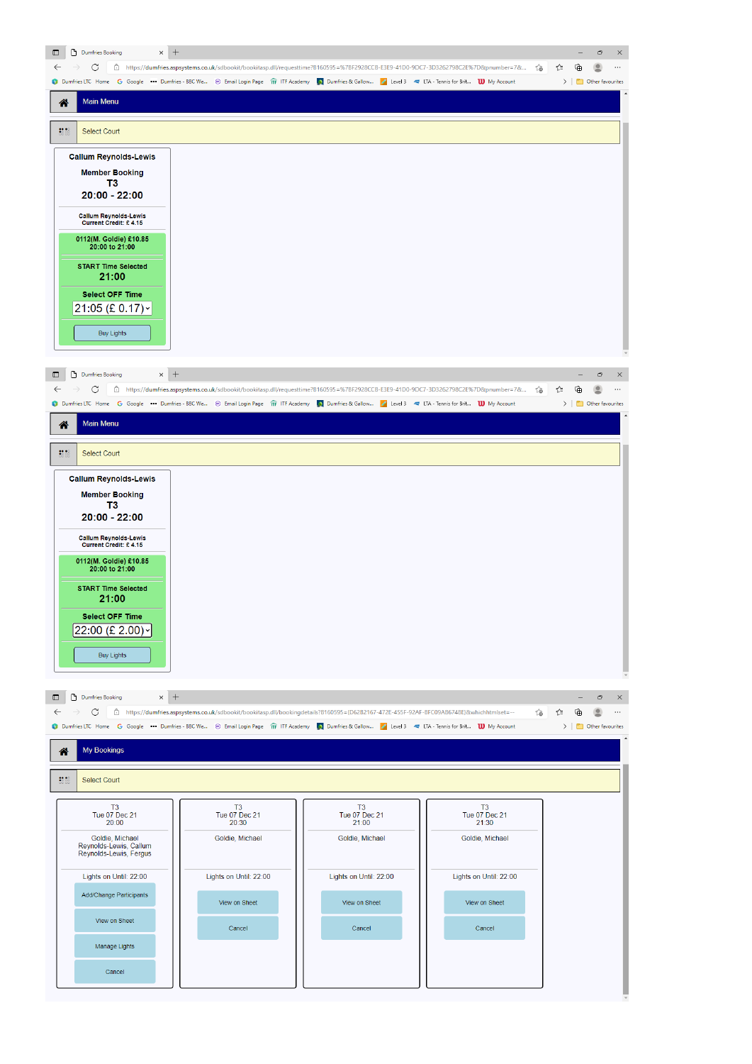Main Menu

Select Court

**Callum Reynolds-Lewis**

**Member Booking**
**T3**
**20:00 - 22:00**

**Callum Reynolds-Lewis**
**Current Credit: £ 4.15**

**0112(M. Goldie) £10.85**
**20:00 to 21:00**

**START Time Selected**
**21:00**

**Select OFF Time**

21:05 (£ 0.17)

Buy Lights

Main Menu

Select Court

**Callum Reynolds-Lewis**

**Member Booking**
**T3**
**20:00 - 22:00**

**Callum Reynolds-Lewis**
**Current Credit: £ 4.15**

**0112(M. Goldie) £10.85**
**20:00 to 21:00**

**START Time Selected**
**21:00**

**Select OFF Time**

22:00 (£ 2.00)

Buy Lights

My Bookings

Select Court

T3
Tue 07 Dec 21
20:00

Goldie, Michael
Reynolds-Lewis, Callum
Reynolds-Lewis, Fergus

Lights on Until: 22:00

Add/Change Participants

View on Sheet

Manage Lights

Cancel

T3
Tue 07 Dec 21
20:30

Goldie, Michael

Lights on Until: 22:00

View on Sheet

Cancel

T3
Tue 07 Dec 21
21:00

Goldie, Michael

Lights on Until: 22:00

View on Sheet

Cancel

T3
Tue 07 Dec 21
21:30

Goldie, Michael

Lights on Until: 22:00

View on Sheet

Cancel